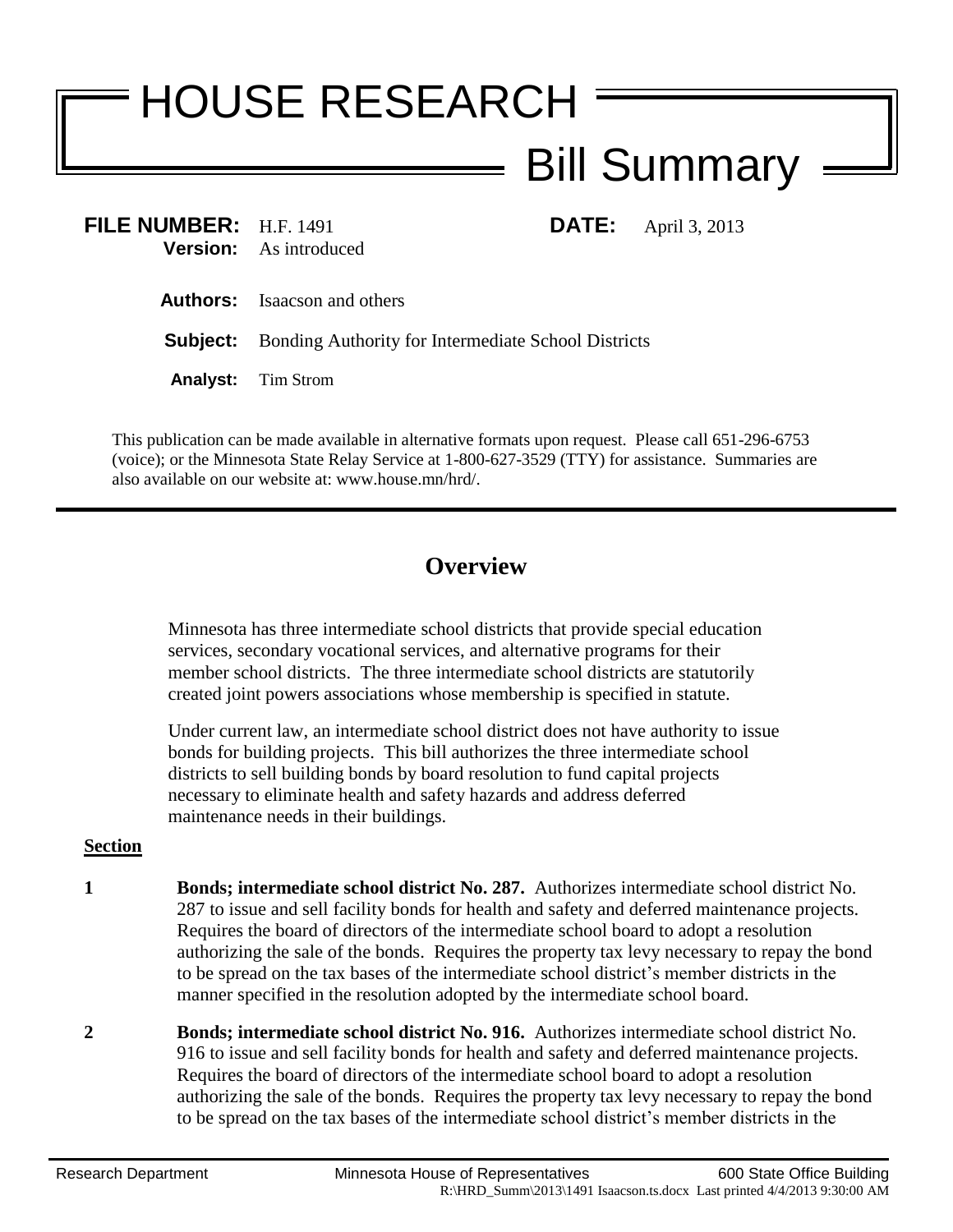# HOUSE RESEARCH

## Bill Summary

**FILE NUMBER:** H.F. 1491 **DATE:** April 3, 2013
**Version:** As introduced

**Authors:** Isaacson and others

**Subject:** Bonding Authority for Intermediate School Districts

**Analyst:** Tim Strom

This publication can be made available in alternative formats upon request. Please call 651-296-6753 (voice); or the Minnesota State Relay Service at 1-800-627-3529 (TTY) for assistance. Summaries are also available on our website at: www.house.mn/hrd/.

---

## Overview

Minnesota has three intermediate school districts that provide special education services, secondary vocational services, and alternative programs for their member school districts. The three intermediate school districts are statutorily created joint powers associations whose membership is specified in statute.

Under current law, an intermediate school district does not have authority to issue bonds for building projects. This bill authorizes the three intermediate school districts to sell building bonds by board resolution to fund capital projects necessary to eliminate health and safety hazards and address deferred maintenance needs in their buildings.

**Section**

**1** **Bonds; intermediate school district No. 287.** Authorizes intermediate school district No. 287 to issue and sell facility bonds for health and safety and deferred maintenance projects. Requires the board of directors of the intermediate school board to adopt a resolution authorizing the sale of the bonds. Requires the property tax levy necessary to repay the bond to be spread on the tax bases of the intermediate school district's member districts in the manner specified in the resolution adopted by the intermediate school board.

**2** **Bonds; intermediate school district No. 916.** Authorizes intermediate school district No. 916 to issue and sell facility bonds for health and safety and deferred maintenance projects. Requires the board of directors of the intermediate school board to adopt a resolution authorizing the sale of the bonds. Requires the property tax levy necessary to repay the bond to be spread on the tax bases of the intermediate school district's member districts in the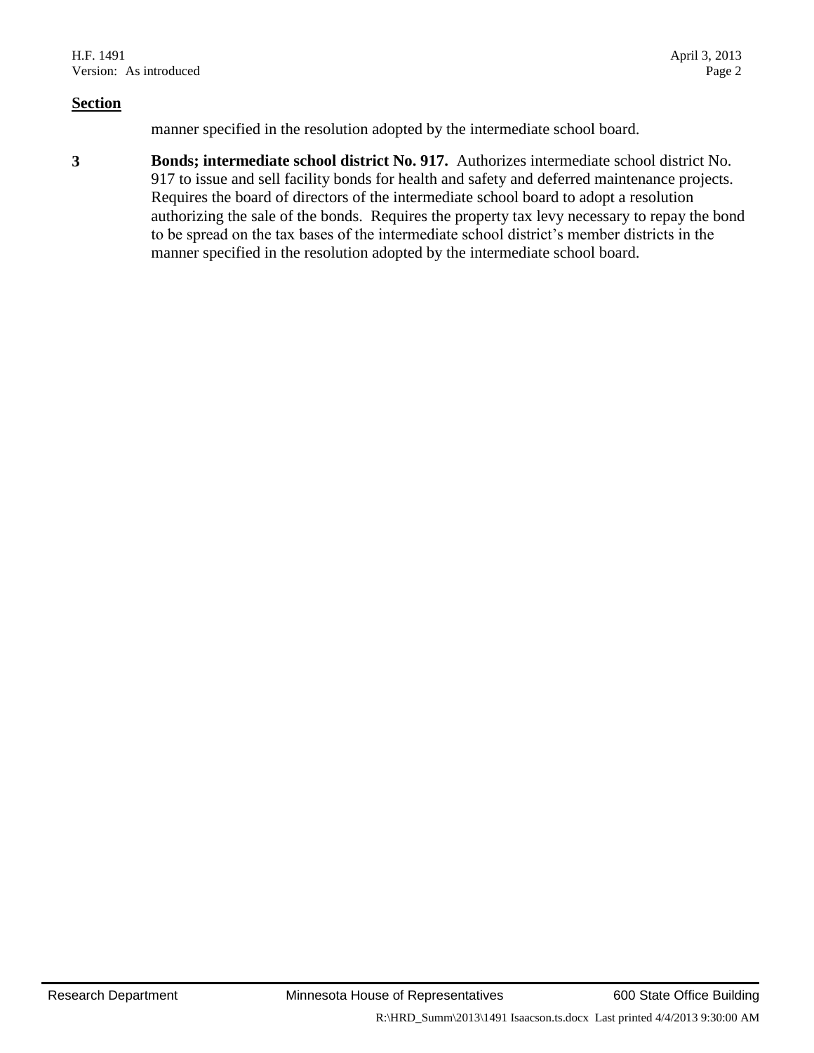**Section**

manner specified in the resolution adopted by the intermediate school board.

**3** **Bonds; intermediate school district No. 917.** Authorizes intermediate school district No. 917 to issue and sell facility bonds for health and safety and deferred maintenance projects. Requires the board of directors of the intermediate school board to adopt a resolution authorizing the sale of the bonds. Requires the property tax levy necessary to repay the bond to be spread on the tax bases of the intermediate school district's member districts in the manner specified in the resolution adopted by the intermediate school board.